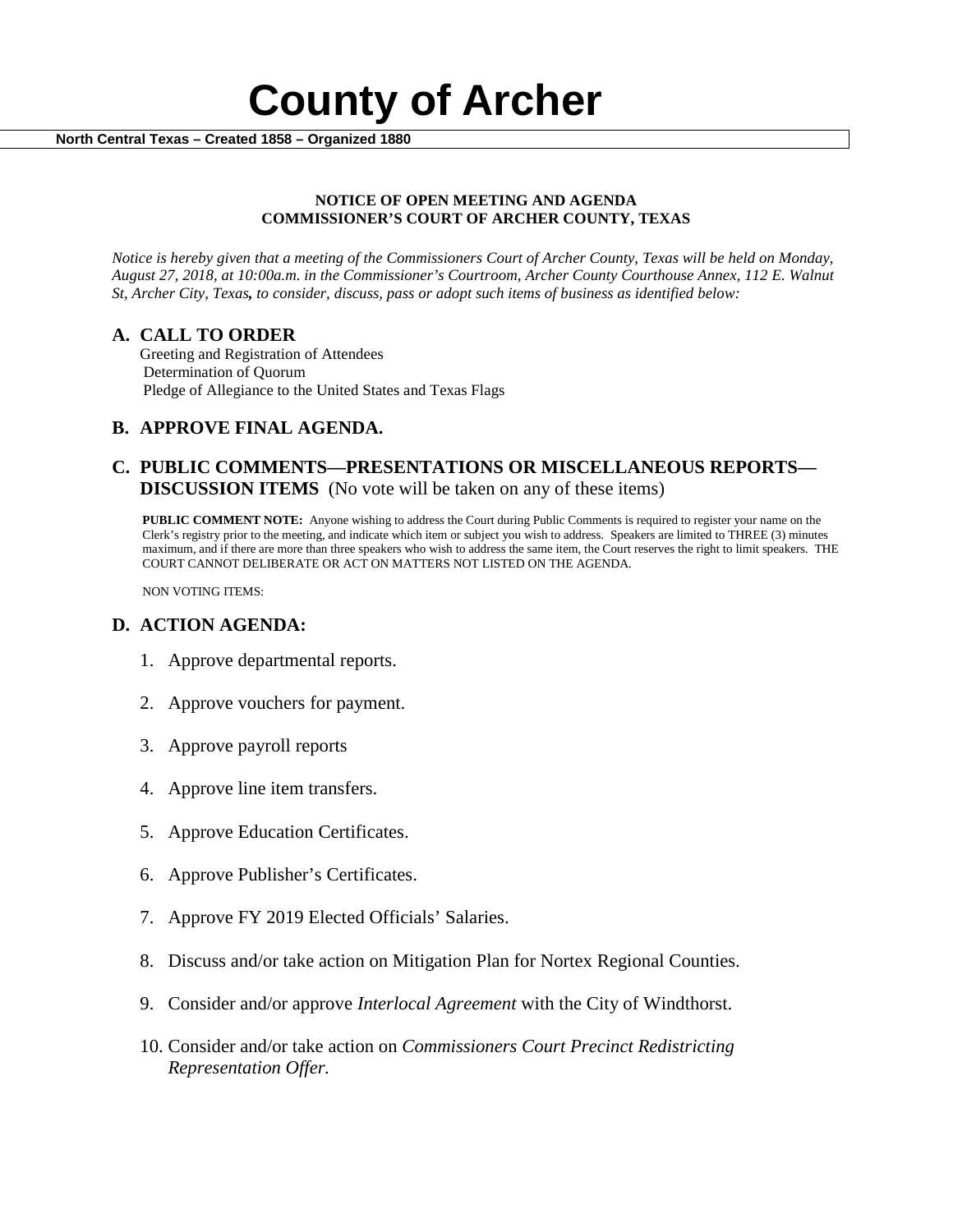# County of Archer

**North Central Texas – Created 1858 – Organized 1880**

**NOTICE OF OPEN MEETING AND AGENDA**
**COMMISSIONER'S COURT OF ARCHER COUNTY, TEXAS**

*Notice is hereby given that a meeting of the Commissioners Court of Archer County, Texas will be held on Monday, August 27, 2018, at 10:00a.m. in the Commissioner's Courtroom, Archer County Courthouse Annex, 112 E. Walnut St, Archer City, Texas, to consider, discuss, pass or adopt such items of business as identified below:*

## A. CALL TO ORDER

Greeting and Registration of Attendees
Determination of Quorum
Pledge of Allegiance to the United States and Texas Flags

## B. APPROVE FINAL AGENDA.

## C. PUBLIC COMMENTS—PRESENTATIONS OR MISCELLANEOUS REPORTS—DISCUSSION ITEMS (No vote will be taken on any of these items)

**PUBLIC COMMENT NOTE:** Anyone wishing to address the Court during Public Comments is required to register your name on the Clerk's registry prior to the meeting, and indicate which item or subject you wish to address. Speakers are limited to THREE (3) minutes maximum, and if there are more than three speakers who wish to address the same item, the Court reserves the right to limit speakers. THE COURT CANNOT DELIBERATE OR ACT ON MATTERS NOT LISTED ON THE AGENDA.

NON VOTING ITEMS:

## D. ACTION AGENDA:

1. Approve departmental reports.
2. Approve vouchers for payment.
3. Approve payroll reports
4. Approve line item transfers.
5. Approve Education Certificates.
6. Approve Publisher's Certificates.
7. Approve FY 2019 Elected Officials' Salaries.
8. Discuss and/or take action on Mitigation Plan for Nortex Regional Counties.
9. Consider and/or approve *Interlocal Agreement* with the City of Windthorst.
10. Consider and/or take action on *Commissioners Court Precinct Redistricting Representation Offer.*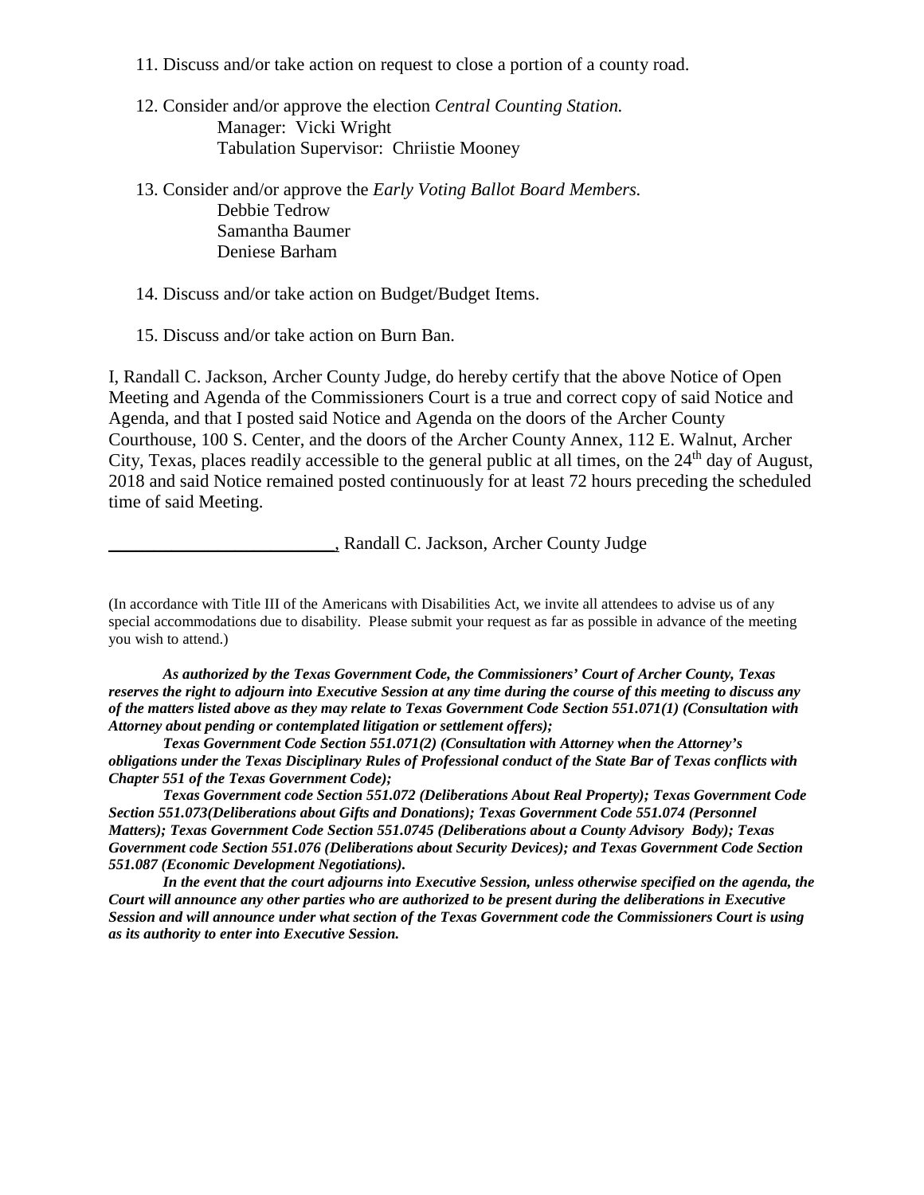11. Discuss and/or take action on request to close a portion of a county road.

12. Consider and/or approve the election *Central Counting Station.*
    Manager: Vicki Wright
    Tabulation Supervisor: Chriistie Mooney

13. Consider and/or approve the *Early Voting Ballot Board Members.*
    Debbie Tedrow
    Samantha Baumer
    Deniese Barham

14. Discuss and/or take action on Budget/Budget Items.

15. Discuss and/or take action on Burn Ban.

I, Randall C. Jackson, Archer County Judge, do hereby certify that the above Notice of Open Meeting and Agenda of the Commissioners Court is a true and correct copy of said Notice and Agenda, and that I posted said Notice and Agenda on the doors of the Archer County Courthouse, 100 S. Center, and the doors of the Archer County Annex, 112 E. Walnut, Archer City, Texas, places readily accessible to the general public at all times, on the 24th day of August, 2018 and said Notice remained posted continuously for at least 72 hours preceding the scheduled time of said Meeting.

_________________________, Randall C. Jackson, Archer County Judge

(In accordance with Title III of the Americans with Disabilities Act, we invite all attendees to advise us of any special accommodations due to disability. Please submit your request as far as possible in advance of the meeting you wish to attend.)

***As authorized by the Texas Government Code, the Commissioners' Court of Archer County, Texas reserves the right to adjourn into Executive Session at any time during the course of this meeting to discuss any of the matters listed above as they may relate to Texas Government Code Section 551.071(1) (Consultation with Attorney about pending or contemplated litigation or settlement offers);***

***Texas Government Code Section 551.071(2) (Consultation with Attorney when the Attorney's obligations under the Texas Disciplinary Rules of Professional conduct of the State Bar of Texas conflicts with Chapter 551 of the Texas Government Code);***

***Texas Government code Section 551.072 (Deliberations About Real Property); Texas Government Code Section 551.073(Deliberations about Gifts and Donations); Texas Government Code 551.074 (Personnel Matters); Texas Government Code Section 551.0745 (Deliberations about a County Advisory Body); Texas Government code Section 551.076 (Deliberations about Security Devices); and Texas Government Code Section 551.087 (Economic Development Negotiations).***

***In the event that the court adjourns into Executive Session, unless otherwise specified on the agenda, the Court will announce any other parties who are authorized to be present during the deliberations in Executive Session and will announce under what section of the Texas Government code the Commissioners Court is using as its authority to enter into Executive Session.***